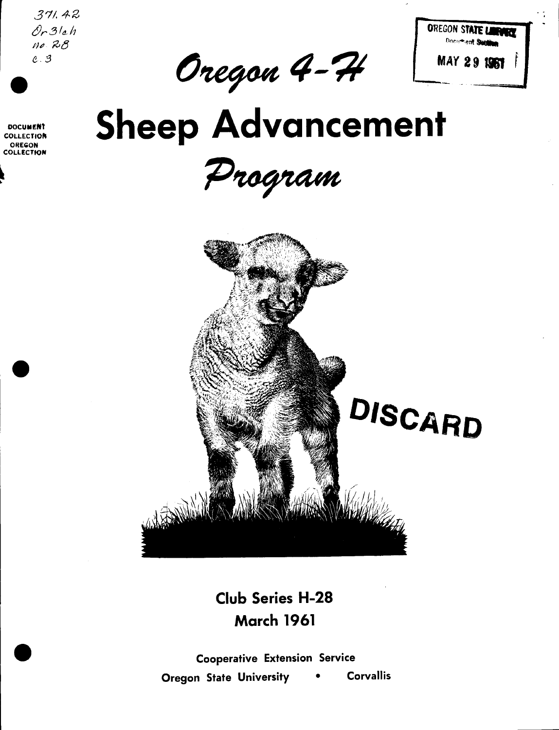371.42
Or3lch
no 28
c.3

OREGON STATE LIBRARY
Document Section
MAY 29 1961

DOCUMENT COLLECTION OREGON COLLECTION

# Oregon 4-H Sheep Advancement Program

DISCARD

**Club Series H-28**
**March 1961**

**Cooperative Extension Service**
**Oregon State University • Corvallis**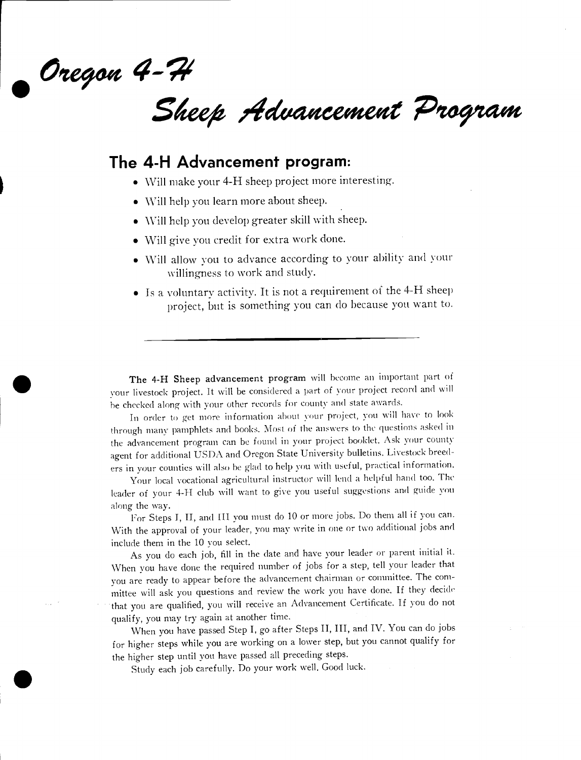# Oregon 4-H

# Sheep Advancement Program

## The 4-H Advancement program:

- Will make your 4-H sheep project more interesting.
- Will help you learn more about sheep.
- Will help you develop greater skill with sheep.
- Will give you credit for extra work done.
- Will allow you to advance according to your ability and your willingness to work and study.
- Is a voluntary activity. It is not a requirement of the 4-H sheep project, but is something you can do because you want to.

---

**The 4-H Sheep advancement program** will become an important part of your livestock project. It will be considered a part of your project record and will be checked along with your other records for county and state awards.

In order to get more information about your project, you will have to look through many pamphlets and books. Most of the answers to the questions asked in the advancement program can be found in your project booklet. Ask your county agent for additional USDA and Oregon State University bulletins. Livestock breeders in your counties will also be glad to help you with useful, practical information.

Your local vocational agricultural instructor will lend a helpful hand too. The leader of your 4-H club will want to give you useful suggestions and guide you along the way.

For Steps I, II, and III you must do 10 or more jobs. Do them all if you can. With the approval of your leader, you may write in one or two additional jobs and include them in the 10 you select.

As you do each job, fill in the date and have your leader or parent initial it. When you have done the required number of jobs for a step, tell your leader that you are ready to appear before the advancement chairman or committee. The committee will ask you questions and review the work you have done. If they decide that you are qualified, you will receive an Advancement Certificate. If you do not qualify, you may try again at another time.

When you have passed Step I, go after Steps II, III, and IV. You can do jobs for higher steps while you are working on a lower step, but you cannot qualify for the higher step until you have passed all preceding steps.

Study each job carefully. Do your work well. Good luck.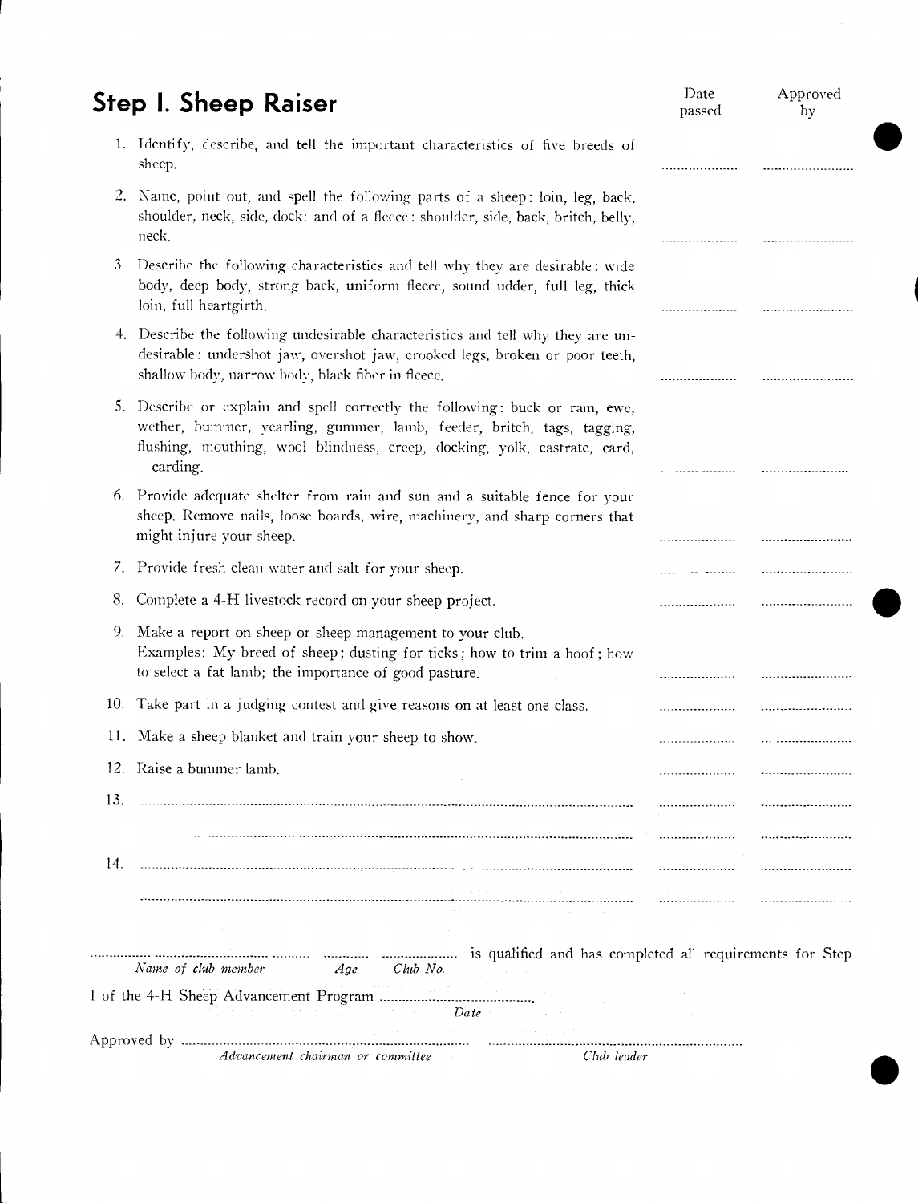## Step I. Sheep Raiser

| | Date passed | Approved by |
|---|---|---|
| 1. Identify, describe, and tell the important characteristics of five breeds of sheep. | .................. | .................... |
| 2. Name, point out, and spell the following parts of a sheep: loin, leg, back, shoulder, neck, side, dock: and of a fleece: shoulder, side, back, britch, belly, neck. | .................. | .................... |
| 3. Describe the following characteristics and tell why they are desirable: wide body, deep body, strong back, uniform fleece, sound udder, full leg, thick loin, full heartgirth. | .................. | .................... |
| 4. Describe the following undesirable characteristics and tell why they are undesirable: undershot jaw, overshot jaw, crooked legs, broken or poor teeth, shallow body, narrow body, black fiber in fleece. | .................. | .................... |
| 5. Describe or explain and spell correctly the following: buck or ram, ewe, wether, bummer, yearling, gummer, lamb, feeder, britch, tags, tagging, flushing, mouthing, wool blindness, creep, docking, yolk, castrate, card, carding. | .................. | .................... |
| 6. Provide adequate shelter from rain and sun and a suitable fence for your sheep. Remove nails, loose boards, wire, machinery, and sharp corners that might injure your sheep. | .................. | .................... |
| 7. Provide fresh clean water and salt for your sheep. | .................. | .................... |
| 8. Complete a 4-H livestock record on your sheep project. | .................. | .................... |
| 9. Make a report on sheep or sheep management to your club. Examples: My breed of sheep; dusting for ticks; how to trim a hoof; how to select a fat lamb; the importance of good pasture. | .................. | .................... |
| 10. Take part in a judging contest and give reasons on at least one class. | .................. | .................... |
| 11. Make a sheep blanket and train your sheep to show. | .................. | .................... |
| 12. Raise a bummer lamb. | .................. | .................... |
| 13. ........................................................................................................ | .................. | .................... |
| ........................................................................................................ | .................. | .................... |
| 14. ........................................................................................................ | .................. | .................... |
| ........................................................................................................ | .................. | .................... |

.............................................. .......... .................. is qualified and has completed all requirements for Step
*Name of club member* *Age* *Club No.*

I of the 4-H Sheep Advancement Program ....................................
*Date*

Approved by .............................................................................. ..............................................................................
*Advancement chairman or committee* *Club leader*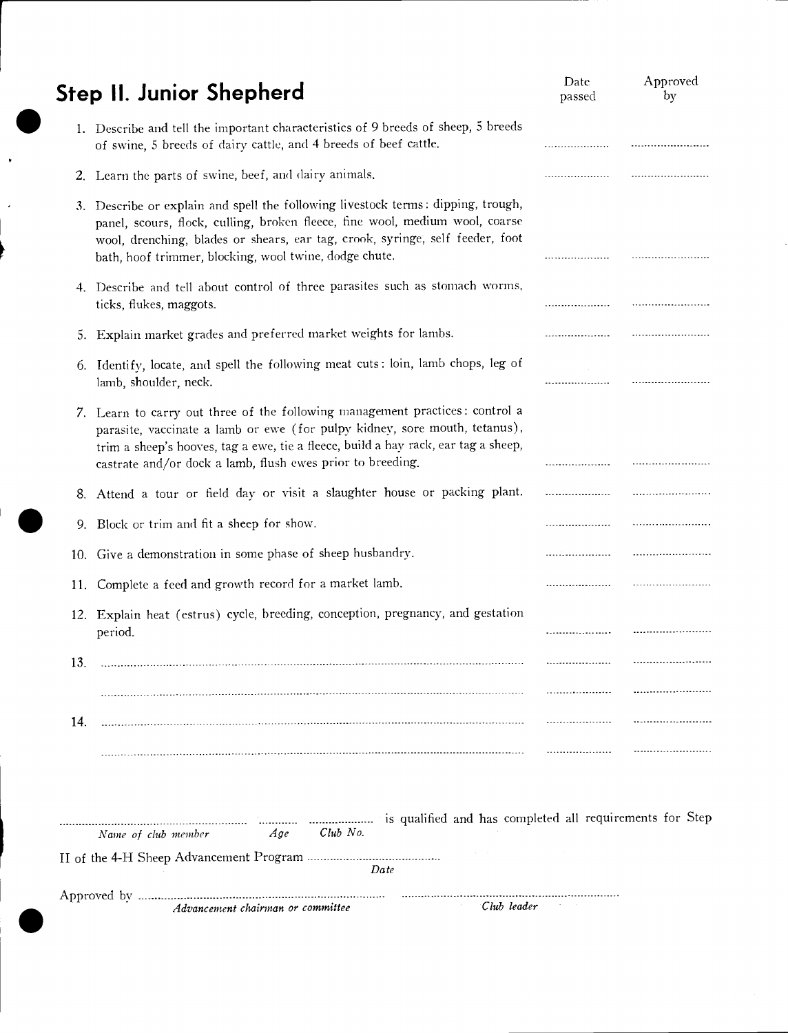## Step II. Junior Shepherd

| | Date passed | Approved by |
|---|---|---|
| 1. Describe and tell the important characteristics of 9 breeds of sheep, 5 breeds of swine, 5 breeds of dairy cattle, and 4 breeds of beef cattle. | .................. | .................. |
| 2. Learn the parts of swine, beef, and dairy animals. | .................. | .................. |
| 3. Describe or explain and spell the following livestock terms: dipping, trough, panel, scours, flock, culling, broken fleece, fine wool, medium wool, coarse wool, drenching, blades or shears, ear tag, crook, syringe, self feeder, foot bath, hoof trimmer, blocking, wool twine, dodge chute. | .................. | .................. |
| 4. Describe and tell about control of three parasites such as stomach worms, ticks, flukes, maggots. | .................. | .................. |
| 5. Explain market grades and preferred market weights for lambs. | .................. | .................. |
| 6. Identify, locate, and spell the following meat cuts: loin, lamb chops, leg of lamb, shoulder, neck. | .................. | .................. |
| 7. Learn to carry out three of the following management practices: control a parasite, vaccinate a lamb or ewe (for pulpy kidney, sore mouth, tetanus), trim a sheep's hooves, tag a ewe, tie a fleece, build a hay rack, ear tag a sheep, castrate and/or dock a lamb, flush ewes prior to breeding. | .................. | .................. |
| 8. Attend a tour or field day or visit a slaughter house or packing plant. | .................. | .................. |
| 9. Block or trim and fit a sheep for show. | .................. | .................. |
| 10. Give a demonstration in some phase of sheep husbandry. | .................. | .................. |
| 11. Complete a feed and growth record for a market lamb. | .................. | .................. |
| 12. Explain heat (estrus) cycle, breeding, conception, pregnancy, and gestation period. | .................. | .................. |
| 13. .................................................................................................. | .................. | .................. |
| .................................................................................................. | .................. | .................. |
| 14. .................................................................................................. | .................. | .................. |
| .................................................................................................. | .................. | .................. |

.................................................. .......... .................. is qualified and has completed all requirements for Step
*Name of club member* *Age* *Club No.*

II of the 4-H Sheep Advancement Program ....................................
*Date*

Approved by .................................................................. ..................................................................
*Advancement chairman or committee* *Club leader*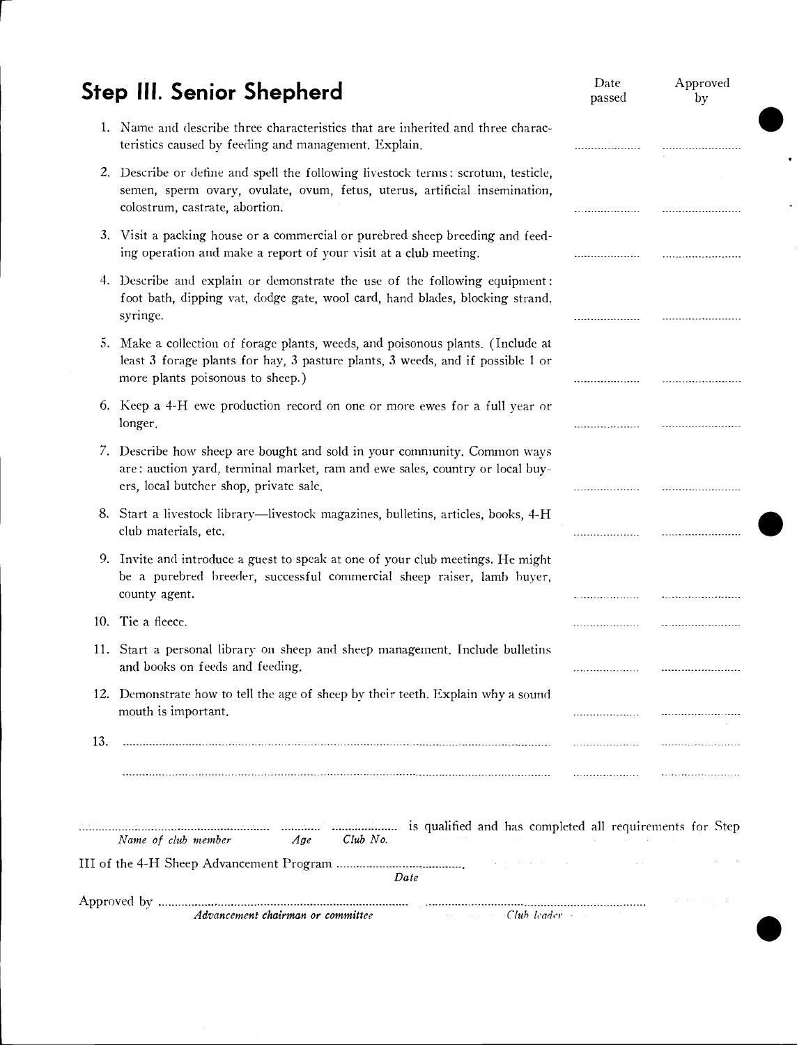## Step III. Senior Shepherd

| | Date passed | Approved by |
|---|---|---|
| 1. Name and describe three characteristics that are inherited and three characteristics caused by feeding and management. Explain. | .................... | .................... |
| 2. Describe or define and spell the following livestock terms: scrotum, testicle, semen, sperm ovary, ovulate, ovum, fetus, uterus, artificial insemination, colostrum, castrate, abortion. | .................... | .................... |
| 3. Visit a packing house or a commercial or purebred sheep breeding and feeding operation and make a report of your visit at a club meeting. | .................... | .................... |
| 4. Describe and explain or demonstrate the use of the following equipment: foot bath, dipping vat, dodge gate, wool card, hand blades, blocking strand, syringe. | .................... | .................... |
| 5. Make a collection of forage plants, weeds, and poisonous plants. (Include at least 3 forage plants for hay, 3 pasture plants, 3 weeds, and if possible 1 or more plants poisonous to sheep.) | .................... | .................... |
| 6. Keep a 4-H ewe production record on one or more ewes for a full year or longer. | .................... | .................... |
| 7. Describe how sheep are bought and sold in your community. Common ways are: auction yard, terminal market, ram and ewe sales, country or local buyers, local butcher shop, private sale. | .................... | .................... |
| 8. Start a livestock library—livestock magazines, bulletins, articles, books, 4-H club materials, etc. | .................... | .................... |
| 9. Invite and introduce a guest to speak at one of your club meetings. He might be a purebred breeder, successful commercial sheep raiser, lamb buyer, county agent. | .................... | .................... |
| 10. Tie a fleece. | .................... | .................... |
| 11. Start a personal library on sheep and sheep management. Include bulletins and books on feeds and feeding. | .................... | .................... |
| 12. Demonstrate how to tell the age of sheep by their teeth. Explain why a sound mouth is important. | .................... | .................... |
| 13. .................................................................................................................... | .................... | .................... |
| .................................................................................................................... | .................... | .................... |

.................................................. .......... .................. is qualified and has completed all requirements for Step
*Name of club member* *Age* *Club No.*

III of the 4-H Sheep Advancement Program ......................................
*Date*

Approved by ............................................................ ............................................................
*Advancement chairman or committee* *Club leader*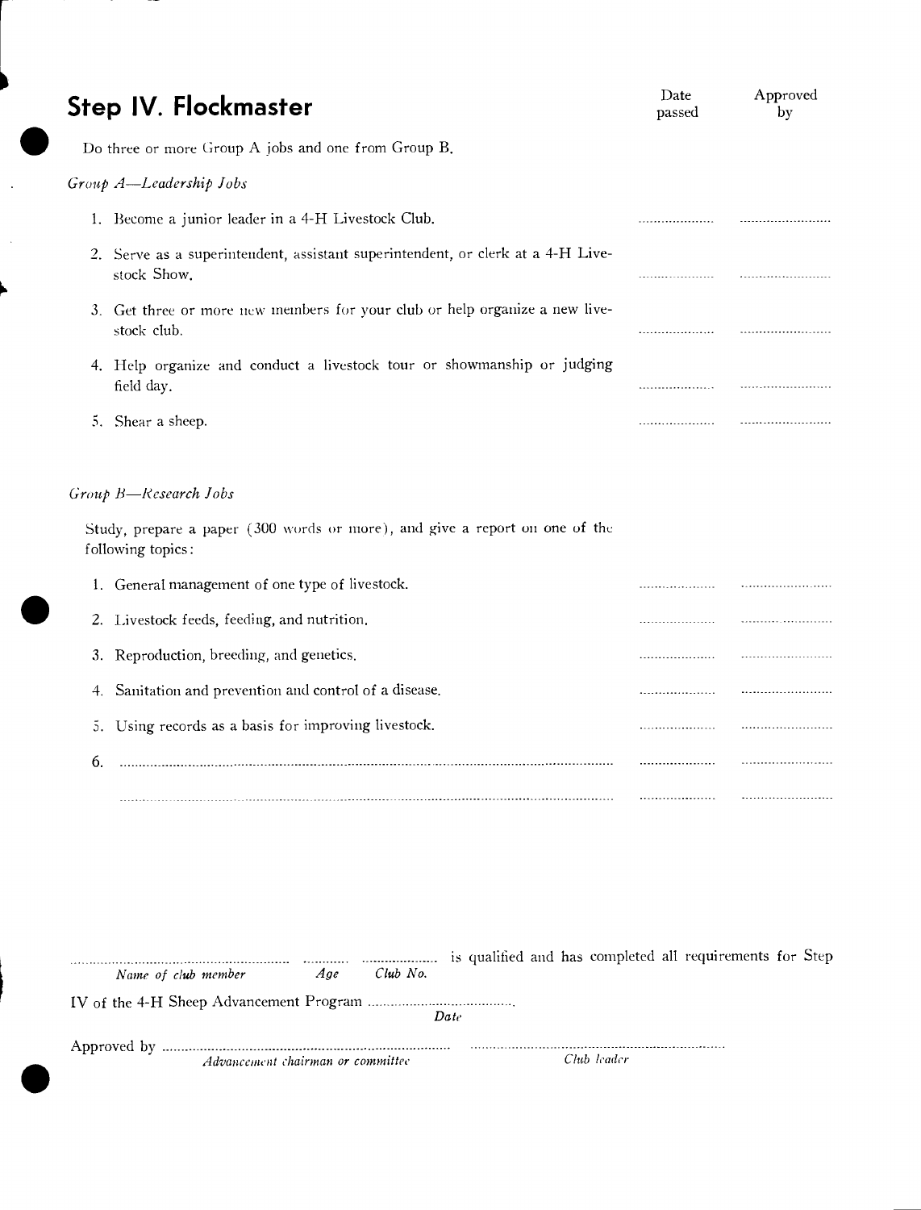## Step IV. Flockmaster

Do three or more Group A jobs and one from Group B.

| | Date passed | Approved by |
|---|---|---|
| *Group A—Leadership Jobs* | | |
| 1. Become a junior leader in a 4-H Livestock Club. | .................... | .................... |
| 2. Serve as a superintendent, assistant superintendent, or clerk at a 4-H Livestock Show. | .................... | .................... |
| 3. Get three or more new members for your club or help organize a new livestock club. | .................... | .................... |
| 4. Help organize and conduct a livestock tour or showmanship or judging field day. | .................... | .................... |
| 5. Shear a sheep. | .................... | .................... |
| *Group B—Research Jobs* | | |
| Study, prepare a paper (300 words or more), and give a report on one of the following topics: | | |
| 1. General management of one type of livestock. | .................... | .................... |
| 2. Livestock feeds, feeding, and nutrition. | .................... | .................... |
| 3. Reproduction, breeding, and genetics. | .................... | .................... |
| 4. Sanitation and prevention and control of a disease. | .................... | .................... |
| 5. Using records as a basis for improving livestock. | .................... | .................... |
| 6. ........................................................................................ | .................... | .................... |
| ........................................................................................ | .................... | .................... |

............................................ (*Name of club member*) .......... (*Age*) .......... (*Club No.*) is qualified and has completed all requirements for Step IV of the 4-H Sheep Advancement Program .......................... (*Date*).

Approved by ............................................ (*Advancement chairman or committee*) ............................................ (*Club leader*)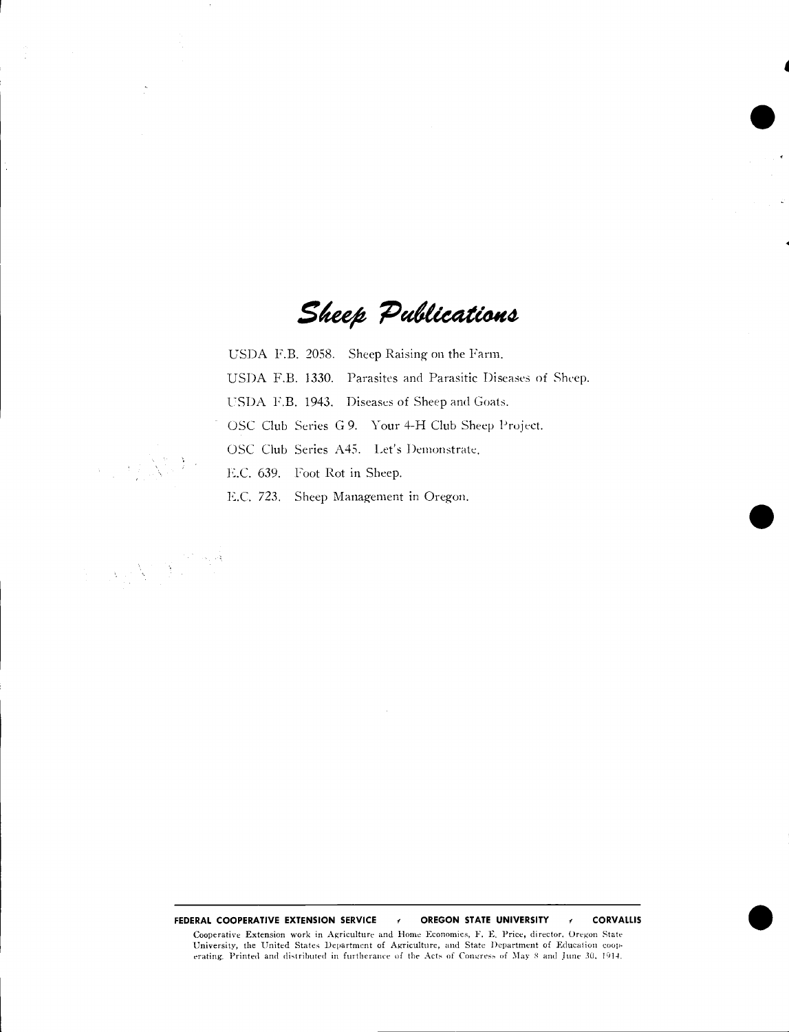# *Sheep Publications*

USDA F.B. 2058. Sheep Raising on the Farm.

USDA F.B. 1330. Parasites and Parasitic Diseases of Sheep.

USDA F.B. 1943. Diseases of Sheep and Goats.

OSC Club Series G 9. Your 4-H Club Sheep Project.

OSC Club Series A45. Let's Demonstrate.

E.C. 639. Foot Rot in Sheep.

E.C. 723. Sheep Management in Oregon.

---

**FEDERAL COOPERATIVE EXTENSION SERVICE • OREGON STATE UNIVERSITY • CORVALLIS**

Cooperative Extension work in Agriculture and Home Economics, F. E. Price, director. Oregon State University, the United States Department of Agriculture, and State Department of Education cooperating. Printed and distributed in furtherance of the Acts of Congress of May 8 and June 30, 1914.